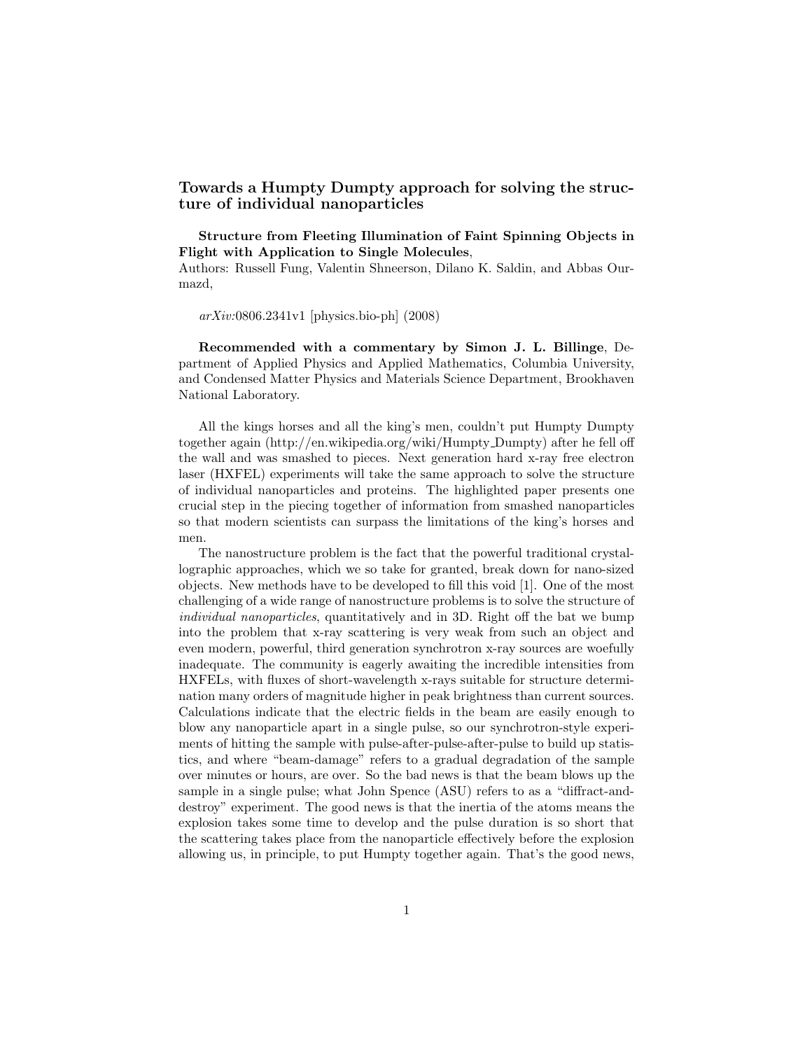# Towards a Humpty Dumpty approach for solving the structure of individual nanoparticles

**Structure from Fleeting Illumination of Faint Spinning Objects in Flight with Application to Single Molecules**,
Authors: Russell Fung, Valentin Shneerson, Dilano K. Saldin, and Abbas Ourmazd,

*arXiv:*0806.2341v1 [physics.bio-ph] (2008)

**Recommended with a commentary by Simon J. L. Billinge**, Department of Applied Physics and Applied Mathematics, Columbia University, and Condensed Matter Physics and Materials Science Department, Brookhaven National Laboratory.

All the kings horses and all the king's men, couldn't put Humpty Dumpty together again (http://en.wikipedia.org/wiki/Humpty_Dumpty) after he fell off the wall and was smashed to pieces. Next generation hard x-ray free electron laser (HXFEL) experiments will take the same approach to solve the structure of individual nanoparticles and proteins. The highlighted paper presents one crucial step in the piecing together of information from smashed nanoparticles so that modern scientists can surpass the limitations of the king's horses and men.

The nanostructure problem is the fact that the powerful traditional crystallographic approaches, which we so take for granted, break down for nano-sized objects. New methods have to be developed to fill this void [1]. One of the most challenging of a wide range of nanostructure problems is to solve the structure of *individual nanoparticles*, quantitatively and in 3D. Right off the bat we bump into the problem that x-ray scattering is very weak from such an object and even modern, powerful, third generation synchrotron x-ray sources are woefully inadequate. The community is eagerly awaiting the incredible intensities from HXFELs, with fluxes of short-wavelength x-rays suitable for structure determination many orders of magnitude higher in peak brightness than current sources. Calculations indicate that the electric fields in the beam are easily enough to blow any nanoparticle apart in a single pulse, so our synchrotron-style experiments of hitting the sample with pulse-after-pulse-after-pulse to build up statistics, and where "beam-damage" refers to a gradual degradation of the sample over minutes or hours, are over. So the bad news is that the beam blows up the sample in a single pulse; what John Spence (ASU) refers to as a "diffract-and-destroy" experiment. The good news is that the inertia of the atoms means the explosion takes some time to develop and the pulse duration is so short that the scattering takes place from the nanoparticle effectively before the explosion allowing us, in principle, to put Humpty together again. That's the good news,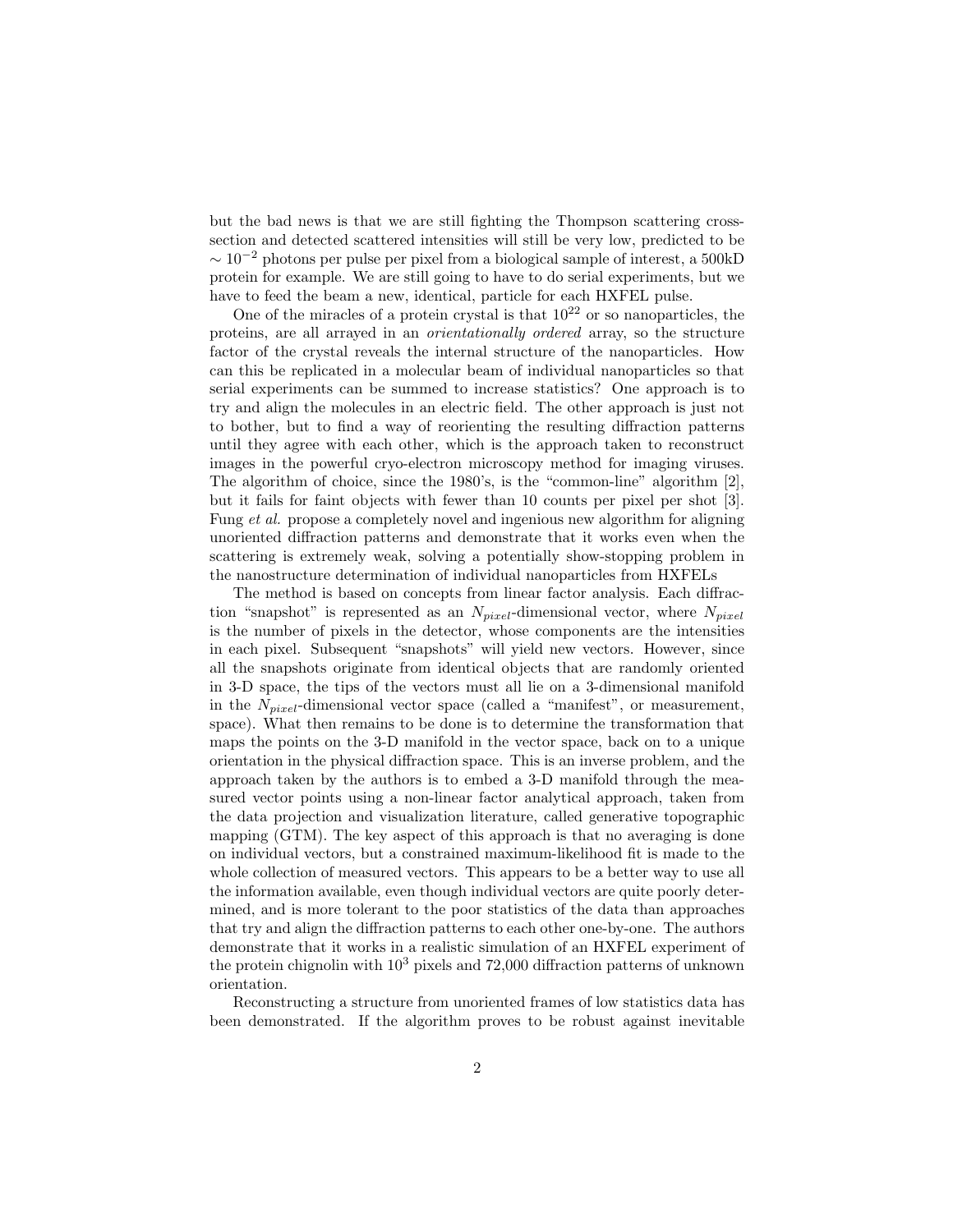but the bad news is that we are still fighting the Thompson scattering cross-section and detected scattered intensities will still be very low, predicted to be $\sim 10^{-2}$ photons per pulse per pixel from a biological sample of interest, a 500kD protein for example. We are still going to have to do serial experiments, but we have to feed the beam a new, identical, particle for each HXFEL pulse.

One of the miracles of a protein crystal is that $10^{22}$ or so nanoparticles, the proteins, are all arrayed in an *orientationally ordered* array, so the structure factor of the crystal reveals the internal structure of the nanoparticles. How can this be replicated in a molecular beam of individual nanoparticles so that serial experiments can be summed to increase statistics? One approach is to try and align the molecules in an electric field. The other approach is just not to bother, but to find a way of reorienting the resulting diffraction patterns until they agree with each other, which is the approach taken to reconstruct images in the powerful cryo-electron microscopy method for imaging viruses. The algorithm of choice, since the 1980's, is the "common-line" algorithm [2], but it fails for faint objects with fewer than 10 counts per pixel per shot [3]. Fung *et al.* propose a completely novel and ingenious new algorithm for aligning unoriented diffraction patterns and demonstrate that it works even when the scattering is extremely weak, solving a potentially show-stopping problem in the nanostructure determination of individual nanoparticles from HXFELs

The method is based on concepts from linear factor analysis. Each diffraction "snapshot" is represented as an $N_{pixel}$-dimensional vector, where $N_{pixel}$ is the number of pixels in the detector, whose components are the intensities in each pixel. Subsequent "snapshots" will yield new vectors. However, since all the snapshots originate from identical objects that are randomly oriented in 3-D space, the tips of the vectors must all lie on a 3-dimensional manifold in the $N_{pixel}$-dimensional vector space (called a "manifest", or measurement, space). What then remains to be done is to determine the transformation that maps the points on the 3-D manifold in the vector space, back on to a unique orientation in the physical diffraction space. This is an inverse problem, and the approach taken by the authors is to embed a 3-D manifold through the measured vector points using a non-linear factor analytical approach, taken from the data projection and visualization literature, called generative topographic mapping (GTM). The key aspect of this approach is that no averaging is done on individual vectors, but a constrained maximum-likelihood fit is made to the whole collection of measured vectors. This appears to be a better way to use all the information available, even though individual vectors are quite poorly determined, and is more tolerant to the poor statistics of the data than approaches that try and align the diffraction patterns to each other one-by-one. The authors demonstrate that it works in a realistic simulation of an HXFEL experiment of the protein chignolin with $10^3$ pixels and 72,000 diffraction patterns of unknown orientation.

Reconstructing a structure from unoriented frames of low statistics data has been demonstrated. If the algorithm proves to be robust against inevitable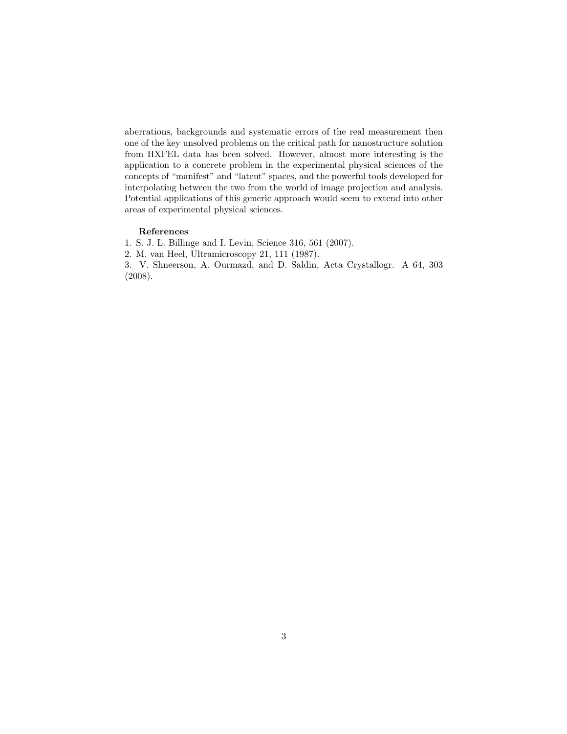aberrations, backgrounds and systematic errors of the real measurement then one of the key unsolved problems on the critical path for nanostructure solution from HXFEL data has been solved. However, almost more interesting is the application to a concrete problem in the experimental physical sciences of the concepts of "manifest" and "latent" spaces, and the powerful tools developed for interpolating between the two from the world of image projection and analysis. Potential applications of this generic approach would seem to extend into other areas of experimental physical sciences.

**References**

1. S. J. L. Billinge and I. Levin, Science 316, 561 (2007).
2. M. van Heel, Ultramicroscopy 21, 111 (1987).
3. V. Shneerson, A. Ourmazd, and D. Saldin, Acta Crystallogr. A 64, 303 (2008).